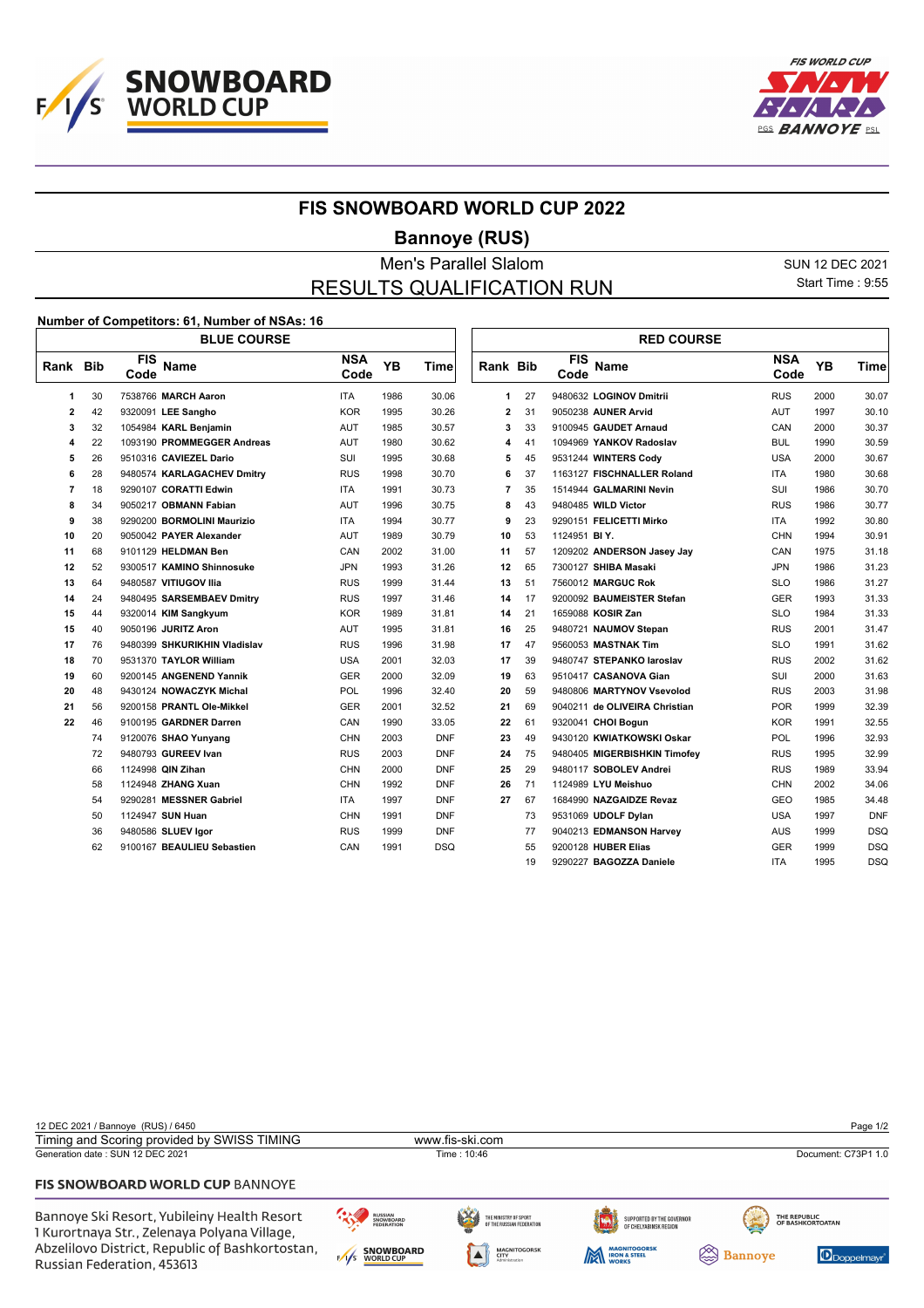# FIS SNOWBOARD WORLD CUP 2022

## Bannoye (RUS)

### Men's Parallel Slalom
### RESULTS QUALIFICATION RUN

SUN 12 DEC 2021
Start Time : 9:55

**Number of Competitors: 61, Number of NSAs: 16**

**BLUE COURSE**

| Rank | Bib | FIS Code | Name | NSA Code | YB | Time |
|---|---|---|---|---|---|---|
| 1 | 30 | 7538766 | **MARCH Aaron** | ITA | 1986 | 30.06 |
| 2 | 42 | 9320091 | **LEE Sangho** | KOR | 1995 | 30.26 |
| 3 | 32 | 1054984 | **KARL Benjamin** | AUT | 1985 | 30.57 |
| 4 | 22 | 1093190 | **PROMMEGGER Andreas** | AUT | 1980 | 30.62 |
| 5 | 26 | 9510316 | **CAVIEZEL Dario** | SUI | 1995 | 30.68 |
| 6 | 28 | 9480574 | **KARLAGACHEV Dmitry** | RUS | 1998 | 30.70 |
| 7 | 18 | 9290107 | **CORATTI Edwin** | ITA | 1991 | 30.73 |
| 8 | 34 | 9050217 | **OBMANN Fabian** | AUT | 1996 | 30.75 |
| 9 | 38 | 9290200 | **BORMOLINI Maurizio** | ITA | 1994 | 30.77 |
| 10 | 20 | 9050042 | **PAYER Alexander** | AUT | 1989 | 30.79 |
| 11 | 68 | 9101129 | **HELDMAN Ben** | CAN | 2002 | 31.00 |
| 12 | 52 | 9300517 | **KAMINO Shinnosuke** | JPN | 1993 | 31.26 |
| 13 | 64 | 9480587 | **VITIUGOV Ilia** | RUS | 1999 | 31.44 |
| 14 | 24 | 9480495 | **SARSEMBAEV Dmitry** | RUS | 1997 | 31.46 |
| 15 | 44 | 9320014 | **KIM Sangkyum** | KOR | 1989 | 31.81 |
| 15 | 40 | 9050196 | **JURITZ Aron** | AUT | 1995 | 31.81 |
| 17 | 76 | 9480399 | **SHKURIKHIN Vladislav** | RUS | 1996 | 31.98 |
| 18 | 70 | 9531370 | **TAYLOR William** | USA | 2001 | 32.03 |
| 19 | 60 | 9200145 | **ANGENEND Yannik** | GER | 2000 | 32.09 |
| 20 | 48 | 9430124 | **NOWACZYK Michal** | POL | 1996 | 32.40 |
| 21 | 56 | 9200158 | **PRANTL Ole-Mikkel** | GER | 2001 | 32.52 |
| 22 | 46 | 9100195 | **GARDNER Darren** | CAN | 1990 | 33.05 |
| | 74 | 9120076 | **SHAO Yunyang** | CHN | 2003 | DNF |
| | 72 | 9480793 | **GUREEV Ivan** | RUS | 2003 | DNF |
| | 66 | 1124998 | **QIN Zihan** | CHN | 2000 | DNF |
| | 58 | 1124948 | **ZHANG Xuan** | CHN | 1992 | DNF |
| | 54 | 9290281 | **MESSNER Gabriel** | ITA | 1997 | DNF |
| | 50 | 1124947 | **SUN Huan** | CHN | 1991 | DNF |
| | 36 | 9480586 | **SLUEV Igor** | RUS | 1999 | DNF |
| | 62 | 9100167 | **BEAULIEU Sebastien** | CAN | 1991 | DSQ |

**RED COURSE**

| Rank | Bib | FIS Code | Name | NSA Code | YB | Time |
|---|---|---|---|---|---|---|
| 1 | 27 | 9480632 | **LOGINOV Dmitrii** | RUS | 2000 | 30.07 |
| 2 | 31 | 9050238 | **AUNER Arvid** | AUT | 1997 | 30.10 |
| 3 | 33 | 9100945 | **GAUDET Arnaud** | CAN | 2000 | 30.37 |
| 4 | 41 | 1094969 | **YANKOV Radoslav** | BUL | 1990 | 30.59 |
| 5 | 45 | 9531244 | **WINTERS Cody** | USA | 2000 | 30.67 |
| 6 | 37 | 1163127 | **FISCHNALLER Roland** | ITA | 1980 | 30.68 |
| 7 | 35 | 1514944 | **GALMARINI Nevin** | SUI | 1986 | 30.70 |
| 8 | 43 | 9480485 | **WILD Victor** | RUS | 1986 | 30.77 |
| 9 | 23 | 9290151 | **FELICETTI Mirko** | ITA | 1992 | 30.80 |
| 10 | 53 | 1124951 | **BI Y.** | CHN | 1994 | 30.91 |
| 11 | 57 | 1209202 | **ANDERSON Jasey Jay** | CAN | 1975 | 31.18 |
| 12 | 65 | 7300127 | **SHIBA Masaki** | JPN | 1986 | 31.23 |
| 13 | 51 | 7560012 | **MARGUC Rok** | SLO | 1986 | 31.27 |
| 14 | 17 | 9200092 | **BAUMEISTER Stefan** | GER | 1993 | 31.33 |
| 14 | 21 | 1659088 | **KOSIR Zan** | SLO | 1984 | 31.33 |
| 16 | 25 | 9480721 | **NAUMOV Stepan** | RUS | 2001 | 31.47 |
| 17 | 47 | 9560053 | **MASTNAK Tim** | SLO | 1991 | 31.62 |
| 17 | 39 | 9480747 | **STEPANKO Iaroslav** | RUS | 2002 | 31.62 |
| 19 | 63 | 9510417 | **CASANOVA Gian** | SUI | 2000 | 31.63 |
| 20 | 59 | 9480806 | **MARTYNOV Vsevolod** | RUS | 2003 | 31.98 |
| 21 | 69 | 9040211 | **de OLIVEIRA Christian** | POR | 1999 | 32.39 |
| 22 | 61 | 9320041 | **CHOI Bogun** | KOR | 1991 | 32.55 |
| 23 | 49 | 9430120 | **KWIATKOWSKI Oskar** | POL | 1996 | 32.93 |
| 24 | 75 | 9480405 | **MIGERBISHKIN Timofey** | RUS | 1995 | 32.99 |
| 25 | 29 | 9480117 | **SOBOLEV Andrei** | RUS | 1989 | 33.94 |
| 26 | 71 | 1124989 | **LYU Meishuo** | CHN | 2002 | 34.06 |
| 27 | 67 | 1684990 | **NAZGAIDZE Revaz** | GEO | 1985 | 34.48 |
| | 73 | 9531069 | **UDOLF Dylan** | USA | 1997 | DNF |
| | 77 | 9040213 | **EDMANSON Harvey** | AUS | 1999 | DSQ |
| | 55 | 9200128 | **HUBER Elias** | GER | 1999 | DSQ |
| | 19 | 9290227 | **BAGOZZA Daniele** | ITA | 1995 | DSQ |

12 DEC 2021 / Bannoye (RUS) / 6450
Timing and Scoring provided by SWISS TIMING — www.fis-ski.com
Generation date : SUN 12 DEC 2021 — Time : 10:46 — Document: C73P1 1.0

**FIS SNOWBOARD WORLD CUP** BANNOYE

Bannoye Ski Resort, Yubileiny Health Resort
1 Kurortnaya Str., Zelenaya Polyana Village,
Abzelilovo District, Republic of Bashkortostan,
Russian Federation, 453613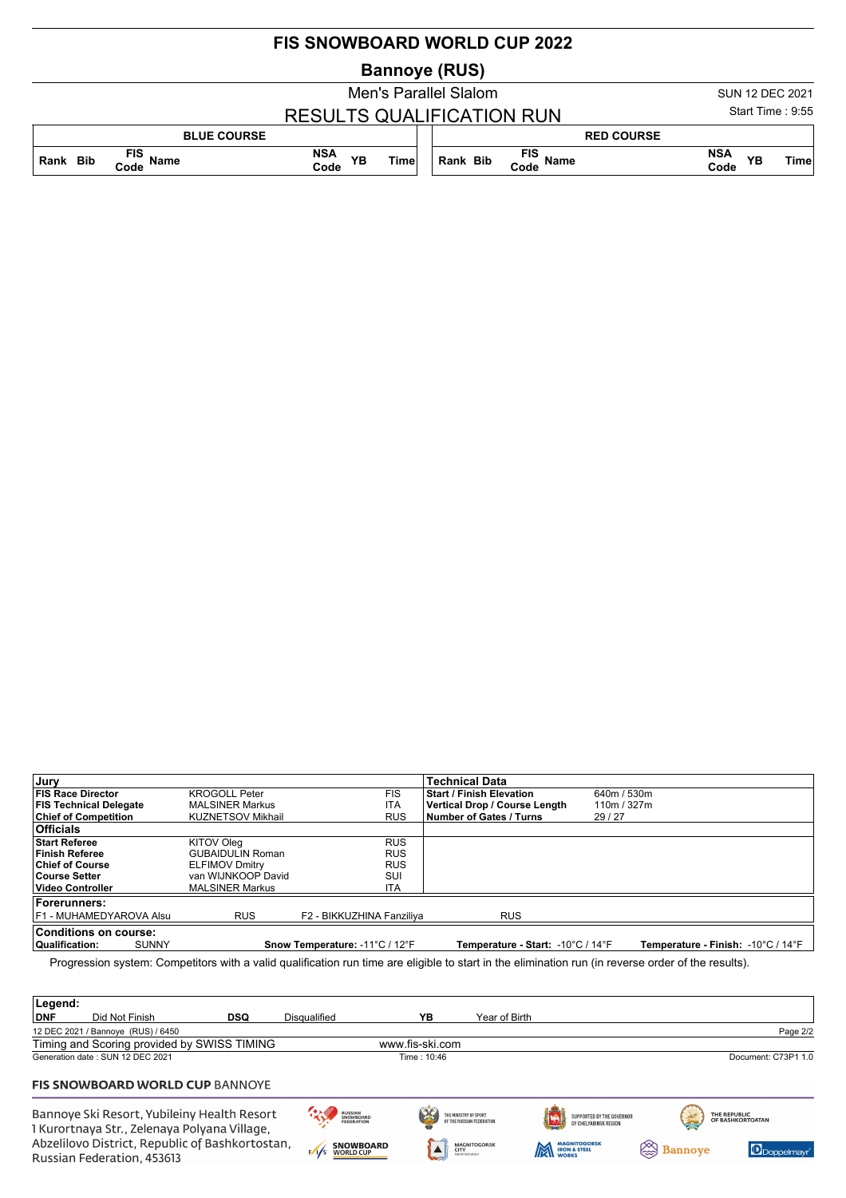# FIS SNOWBOARD WORLD CUP 2022

## Bannoye (RUS)

### Men's Parallel Slalom

SUN 12 DEC 2021

## RESULTS QUALIFICATION RUN

Start Time : 9:55

| BLUE COURSE | | | | | | | RED COURSE | | | | | | |
|---|---|---|---|---|---|---|---|---|---|---|---|---|---|
| Rank | Bib | FIS Code | Name | NSA Code | YB | Time | Rank | Bib | FIS Code | Name | NSA Code | YB | Time |

| Jury | | | Technical Data | |
|---|---|---|---|---|
| **FIS Race Director** | KROGOLL Peter | FIS | **Start / Finish Elevation** | 640m / 530m |
| **FIS Technical Delegate** | MALSINER Markus | ITA | **Vertical Drop / Course Length** | 110m / 327m |
| **Chief of Competition** | KUZNETSOV Mikhail | RUS | **Number of Gates / Turns** | 29 / 27 |
| **Officials** | | | | |
| **Start Referee** | KITOV Oleg | RUS | | |
| **Finish Referee** | GUBAIDULIN Roman | RUS | | |
| **Chief of Course** | ELFIMOV Dmitry | RUS | | |
| **Course Setter** | van WIJNKOOP David | SUI | | |
| **Video Controller** | MALSINER Markus | ITA | | |

**Forerunners:**

F1 - MUHAMEDYAROVA Alsu RUS F2 - BIKKUZHINA Fanziliya RUS

**Conditions on course:**

**Qualification:** SUNNY **Snow Temperature:** -11°C / 12°F **Temperature - Start:** -10°C / 14°F **Temperature - Finish:** -10°C / 14°F

Progression system: Competitors with a valid qualification run time are eligible to start in the elimination run (in reverse order of the results).

**Legend:**

| | | | | | |
|---|---|---|---|---|---|
| **DNF** | Did Not Finish | **DSQ** | Disqualified | **YB** | Year of Birth |

12 DEC 2021 / Bannoye (RUS) / 6450

Timing and Scoring provided by SWISS TIMING www.fis-ski.com

Generation date : SUN 12 DEC 2021 Time : 10:46 Document: C73P1 1.0

**FIS SNOWBOARD WORLD CUP** BANNOYE

Bannoye Ski Resort, Yubileiny Health Resort
1 Kurortnaya Str., Zelenaya Polyana Village,
Abzelilovo District, Republic of Bashkortostan,
Russian Federation, 453613